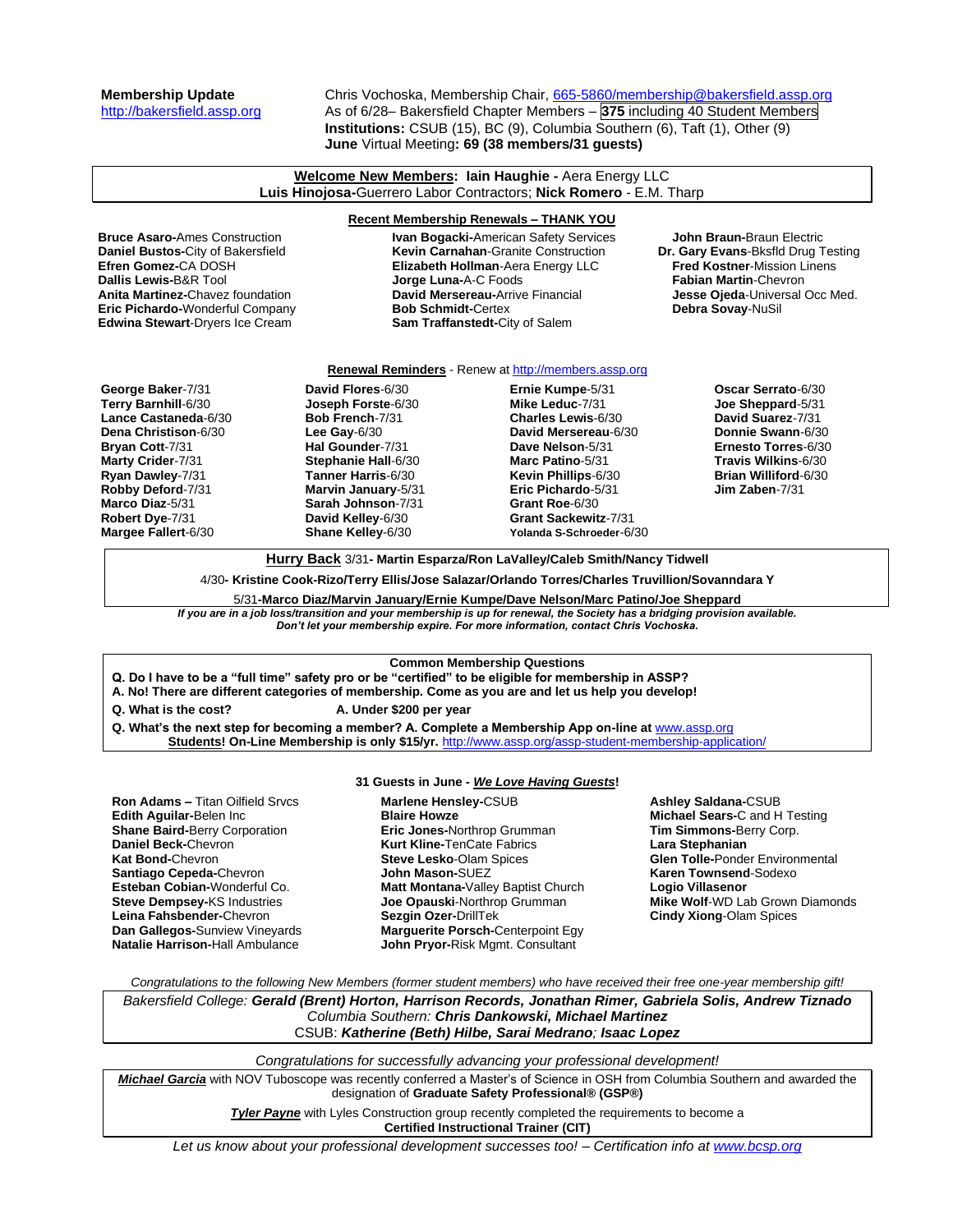**Membership Update**
http://bakersfield.assp.org

Chris Vochoska, Membership Chair, 665-5860/membership@bakersfield.assp.org
As of 6/28– Bakersfield Chapter Members – **375** including 40 Student Members
**Institutions:** CSUB (15), BC (9), Columbia Southern (6), Taft (1), Other (9)
**June** Virtual Meeting**: 69 (38 members/31 guests)**

**Welcome New Members**: **Iain Haughie -** Aera Energy LLC
**Luis Hinojosa-**Guerrero Labor Contractors; **Nick Romero** - E.M. Tharp

**Recent Membership Renewals – THANK YOU**

**Bruce Asaro-**Ames Construction
**Daniel Bustos-**City of Bakersfield
**Efren Gomez-**CA DOSH
**Dallis Lewis-**B&R Tool
**Anita Martinez-**Chavez foundation
**Eric Pichardo-**Wonderful Company
**Edwina Stewart-**Dryers Ice Cream
**Ivan Bogacki-**American Safety Services
**Kevin Carnahan-**Granite Construction
**Elizabeth Hollman-**Aera Energy LLC
**Jorge Luna-**A-C Foods
**David Mersereau-**Arrive Financial
**Bob Schmidt-**Certex
**Sam Traffanstedt-**City of Salem
**John Braun-**Braun Electric
**Dr. Gary Evans**-Bksfld Drug Testing
**Fred Kostner**-Mission Linens
**Fabian Martin**-Chevron
**Jesse Ojeda**-Universal Occ Med.
**Debra Sovay**-NuSil

**Renewal Reminders** - Renew at http://members.assp.org

**George Baker**-7/31
**Terry Barnhill**-6/30
**Lance Castaneda**-6/30
**Dena Christison**-6/30
**Bryan Cott**-7/31
**Marty Crider**-7/31
**Ryan Dawley**-7/31
**Robby Deford**-7/31
**Marco Diaz**-5/31
**Robert Dye**-7/31
**Margee Fallert**-6/30
**David Flores**-6/30
**Joseph Forste**-6/30
**Bob French**-7/31
**Lee Gay**-6/30
**Hal Gounder**-7/31
**Stephanie Hall**-6/30
**Tanner Harris**-6/30
**Marvin January**-5/31
**Sarah Johnson**-7/31
**David Kelley**-6/30
**Shane Kelley**-6/30
**Ernie Kumpe**-5/31
**Mike Leduc**-7/31
**Charles Lewis**-6/30
**David Mersereau**-6/30
**Dave Nelson**-5/31
**Marc Patino**-5/31
**Kevin Phillips**-6/30
**Eric Pichardo**-5/31
**Grant Roe**-6/30
**Grant Sackewitz**-7/31
**Yolanda S-Schroeder**-6/30
**Oscar Serrato**-6/30
**Joe Sheppard**-5/31
**David Suarez**-7/31
**Donnie Swann**-6/30
**Ernesto Torres**-6/30
**Travis Wilkins**-6/30
**Brian Williford**-6/30
**Jim Zaben**-7/31

**Hurry Back** 3/31**- Martin Esparza/Ron LaValley/Caleb Smith/Nancy Tidwell**

4/30**- Kristine Cook-Rizo/Terry Ellis/Jose Salazar/Orlando Torres/Charles Truvillion/Sovanndara Y**

5/31**-Marco Diaz/Marvin January/Ernie Kumpe/Dave Nelson/Marc Patino/Joe Sheppard**

***If you are in a job loss/transition and your membership is up for renewal, the Society has a bridging provision available. Don't let your membership expire. For more information, contact Chris Vochoska.***

**Common Membership Questions**

**Q. Do I have to be a "full time" safety pro or be "certified" to be eligible for membership in ASSP?**
**A. No! There are different categories of membership. Come as you are and let us help you develop!**

**Q. What is the cost?** **A. Under $200 per year**

**Q. What's the next step for becoming a member? A. Complete a Membership App on-line at** www.assp.org
**Students! On-Line Membership is only $15/yr.** http://www.assp.org/assp-student-membership-application/

**31 Guests in June - *We Love Having Guests*!**

**Ron Adams –** Titan Oilfield Srvcs
**Edith Aguilar-**Belen Inc
**Shane Baird-**Berry Corporation
**Daniel Beck-**Chevron
**Kat Bond-**Chevron
**Santiago Cepeda-**Chevron
**Esteban Cobian-**Wonderful Co.
**Steve Dempsey-**KS Industries
**Leina Fahsbender-**Chevron
**Dan Gallegos-**Sunview Vineyards
**Natalie Harrison-**Hall Ambulance
**Marlene Hensley-**CSUB
**Blaire Howze**
**Eric Jones-**Northrop Grumman
**Kurt Kline-**TenCate Fabrics
**Steve Lesko**-Olam Spices
**John Mason-**SUEZ
**Matt Montana-**Valley Baptist Church
**Joe Opauski**-Northrop Grumman
**Sezgin Ozer-**DrillTek
**Marguerite Porsch-**Centerpoint Egy
**John Pryor-**Risk Mgmt. Consultant
**Ashley Saldana-**CSUB
**Michael Sears-**C and H Testing
**Tim Simmons-**Berry Corp.
**Lara Stephanian**
**Glen Tolle-**Ponder Environmental
**Karen Townsend**-Sodexo
**Logio Villasenor**
**Mike Wolf**-WD Lab Grown Diamonds
**Cindy Xiong**-Olam Spices

*Congratulations to the following New Members (former student members) who have received their free one-year membership gift!*

*Bakersfield College:* ***Gerald (Brent) Horton, Harrison Records, Jonathan Rimer, Gabriela Solis, Andrew Tiznado***
*Columbia Southern:* ***Chris Dankowski, Michael Martinez***
CSUB: ***Katherine (Beth) Hilbe, Sarai Medrano****;* ***Isaac Lopez***

*Congratulations for successfully advancing your professional development!*

***Michael Garcia*** with NOV Tuboscope was recently conferred a Master's of Science in OSH from Columbia Southern and awarded the designation of **Graduate Safety Professional® (GSP®)**

***Tyler Payne*** with Lyles Construction group recently completed the requirements to become a **Certified Instructional Trainer (CIT)**

*Let us know about your professional development successes too! – Certification info at www.bcsp.org*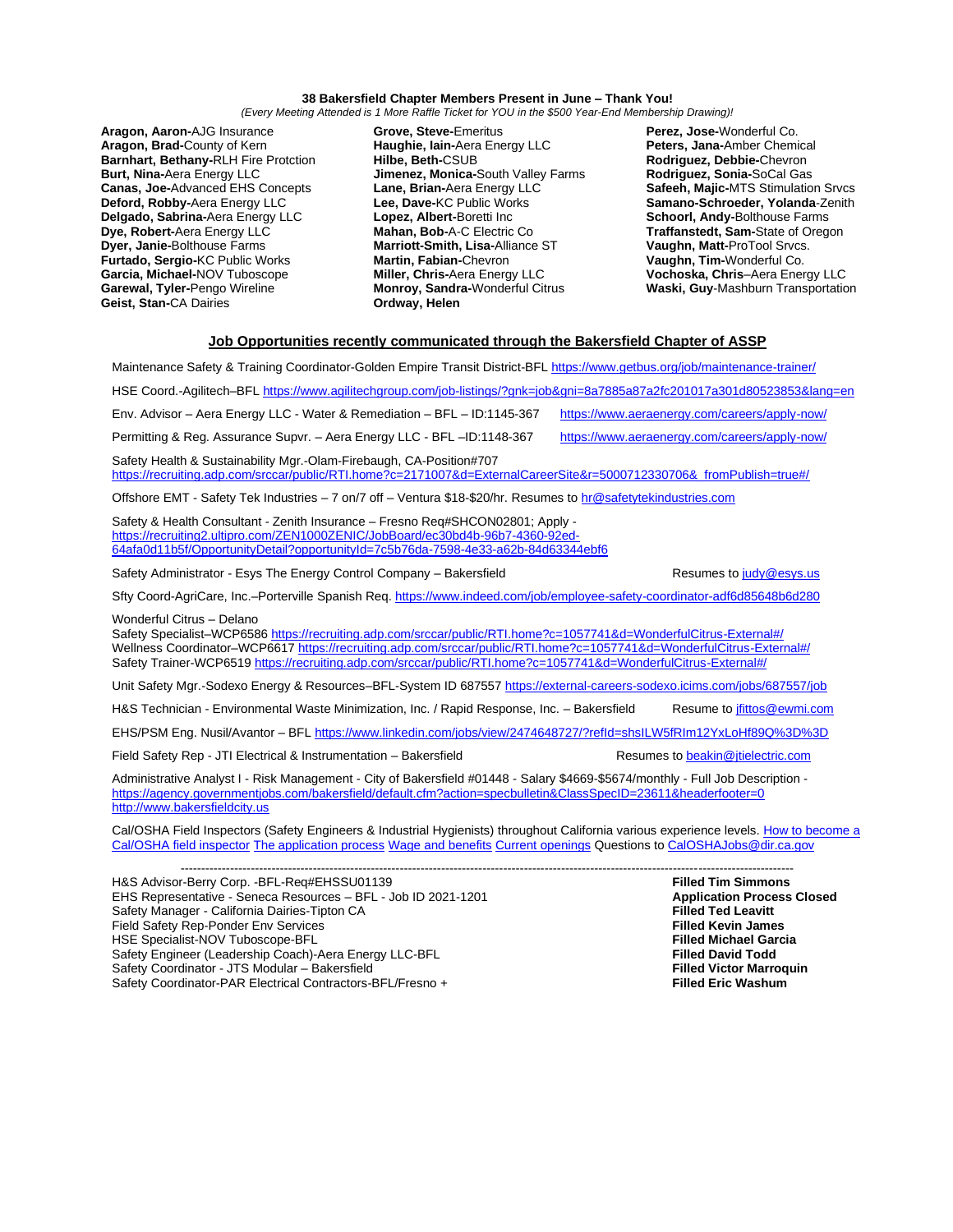**38 Bakersfield Chapter Members Present in June – Thank You!**

*(Every Meeting Attended is 1 More Raffle Ticket for YOU in the $500 Year-End Membership Drawing)!*

**Aragon, Aaron-**AJG Insurance
**Aragon, Brad-**County of Kern
**Barnhart, Bethany-**RLH Fire Protction
**Burt, Nina-**Aera Energy LLC
**Canas, Joe-**Advanced EHS Concepts
**Deford, Robby-**Aera Energy LLC
**Delgado, Sabrina-**Aera Energy LLC
**Dye, Robert-**Aera Energy LLC
**Dyer, Janie-**Bolthouse Farms
**Furtado, Sergio-**KC Public Works
**Garcia, Michael-**NOV Tuboscope
**Garewal, Tyler-**Pengo Wireline
**Geist, Stan-**CA Dairies
**Grove, Steve-**Emeritus
**Haughie, Iain-**Aera Energy LLC
**Hilbe, Beth-**CSUB
**Jimenez, Monica-**South Valley Farms
**Lane, Brian-**Aera Energy LLC
**Lee, Dave-**KC Public Works
**Lopez, Albert-**Boretti Inc
**Mahan, Bob-**A-C Electric Co
**Marriott-Smith, Lisa-**Alliance ST
**Martin, Fabian-**Chevron
**Miller, Chris-**Aera Energy LLC
**Monroy, Sandra-**Wonderful Citrus
**Ordway, Helen**
**Perez, Jose-**Wonderful Co.
**Peters, Jana-**Amber Chemical
**Rodriguez, Debbie-**Chevron
**Rodriguez, Sonia-**SoCal Gas
**Safeeh, Majic-**MTS Stimulation Srvcs
**Samano-Schroeder, Yolanda**-Zenith
**Schoorl, Andy-**Bolthouse Farms
**Traffanstedt, Sam-**State of Oregon
**Vaughn, Matt-**ProTool Srvcs.
**Vaughn, Tim-**Wonderful Co.
**Vochoska, Chris**–Aera Energy LLC
**Waski, Guy**-Mashburn Transportation

## Job Opportunities recently communicated through the Bakersfield Chapter of ASSP

Maintenance Safety & Training Coordinator-Golden Empire Transit District-BFL https://www.getbus.org/job/maintenance-trainer/

HSE Coord.-Agilitech–BFL https://www.agilitechgroup.com/job-listings/?gnk=job&gni=8a7885a87a2fc201017a301d80523853&lang=en

Env. Advisor – Aera Energy LLC - Water & Remediation – BFL – ID:1145-367 https://www.aeraenergy.com/careers/apply-now/

Permitting & Reg. Assurance Supvr. – Aera Energy LLC - BFL –ID:1148-367 https://www.aeraenergy.com/careers/apply-now/

Safety Health & Sustainability Mgr.-Olam-Firebaugh, CA-Position#707
https://recruiting.adp.com/srccar/public/RTI.home?c=2171007&d=ExternalCareerSite&r=5000712330706&_fromPublish=true#/

Offshore EMT - Safety Tek Industries – 7 on/7 off – Ventura $18-$20/hr. Resumes to hr@safetytekindustries.com

Safety & Health Consultant - Zenith Insurance – Fresno Req#SHCON02801; Apply -
https://recruiting2.ultipro.com/ZEN1000ZENIC/JobBoard/ec30bd4b-96b7-4360-92ed-64afa0d11b5f/OpportunityDetail?opportunityId=7c5b76da-7598-4e33-a62b-84d63344ebf6

Safety Administrator - Esys The Energy Control Company – Bakersfield Resumes to judy@esys.us

Sfty Coord-AgriCare, Inc.–Porterville Spanish Req. https://www.indeed.com/job/employee-safety-coordinator-adf6d85648b6d280

Wonderful Citrus – Delano
Safety Specialist–WCP6586 https://recruiting.adp.com/srccar/public/RTI.home?c=1057741&d=WonderfulCitrus-External#/
Wellness Coordinator–WCP6617 https://recruiting.adp.com/srccar/public/RTI.home?c=1057741&d=WonderfulCitrus-External#/
Safety Trainer-WCP6519 https://recruiting.adp.com/srccar/public/RTI.home?c=1057741&d=WonderfulCitrus-External#/

Unit Safety Mgr.-Sodexo Energy & Resources–BFL-System ID 687557 https://external-careers-sodexo.icims.com/jobs/687557/job

H&S Technician - Environmental Waste Minimization, Inc. / Rapid Response, Inc. – Bakersfield Resume to jfittos@ewmi.com

EHS/PSM Eng. Nusil/Avantor – BFL https://www.linkedin.com/jobs/view/2474648727/?refId=shsILW5fRIm12YxLoHf89Q%3D%3D

Field Safety Rep - JTI Electrical & Instrumentation – Bakersfield Resumes to beakin@jtielectric.com

Administrative Analyst I - Risk Management - City of Bakersfield #01448 - Salary $4669-$5674/monthly - Full Job Description -
https://agency.governmentjobs.com/bakersfield/default.cfm?action=specbulletin&ClassSpecID=23611&headerfooter=0
http://www.bakersfieldcity.us

Cal/OSHA Field Inspectors (Safety Engineers & Industrial Hygienists) throughout California various experience levels. How to become a Cal/OSHA field inspector The application process Wage and benefits Current openings Questions to CalOSHAJobs@dir.ca.gov

---

| | |
|---|---|
| H&S Advisor-Berry Corp. -BFL-Req#EHSSU01139 | **Filled Tim Simmons** |
| EHS Representative - Seneca Resources – BFL - Job ID 2021-1201 | **Application Process Closed** |
| Safety Manager - California Dairies-Tipton CA | **Filled Ted Leavitt** |
| Field Safety Rep-Ponder Env Services | **Filled Kevin James** |
| HSE Specialist-NOV Tuboscope-BFL | **Filled Michael Garcia** |
| Safety Engineer (Leadership Coach)-Aera Energy LLC-BFL | **Filled David Todd** |
| Safety Coordinator - JTS Modular – Bakersfield | **Filled Victor Marroquin** |
| Safety Coordinator-PAR Electrical Contractors-BFL/Fresno + | **Filled Eric Washum** |